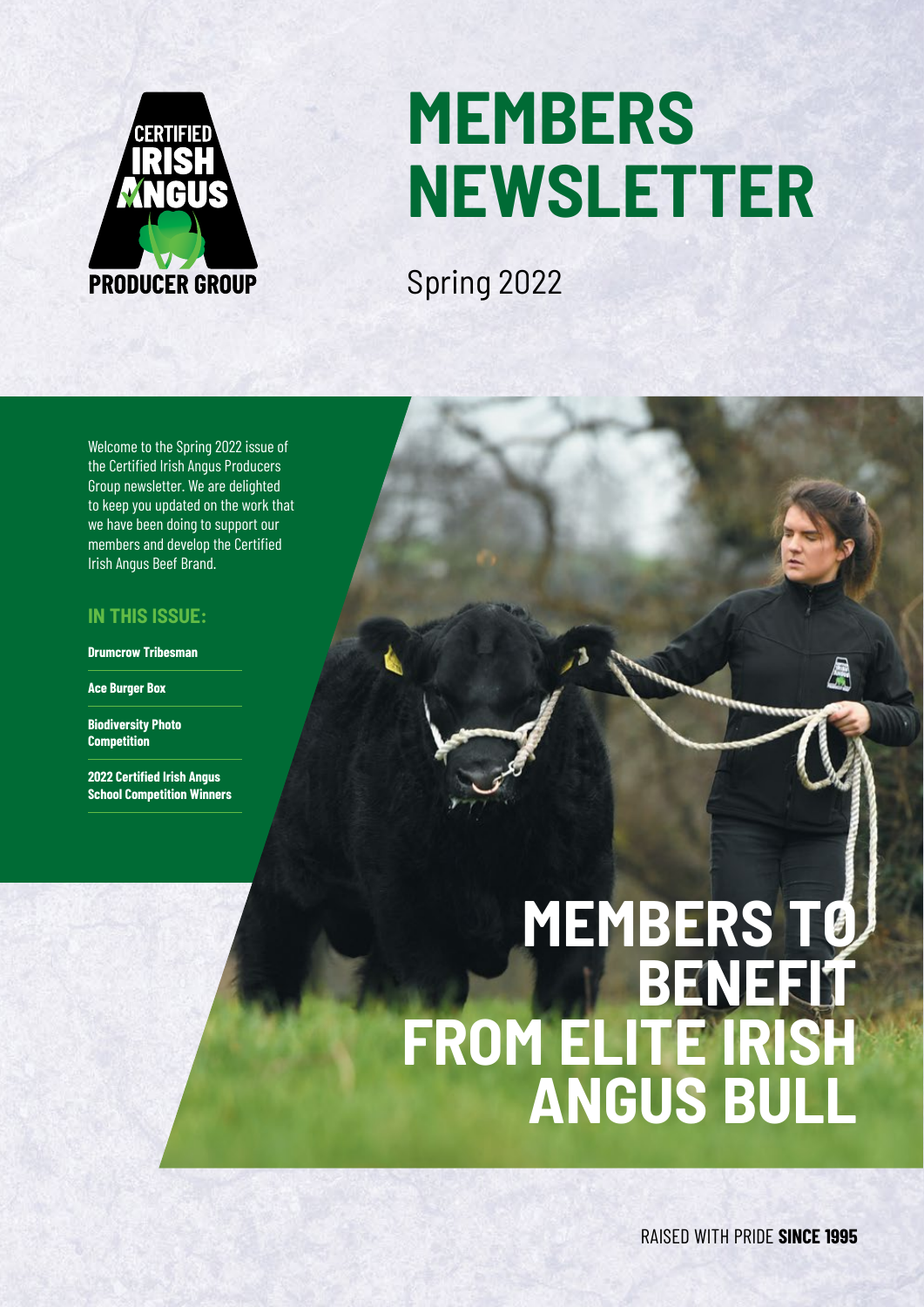CERTIFIED IRISH ANGUS PRODUCER GROUP

# MEMBERS NEWSLETTER

Spring 2022

Welcome to the Spring 2022 issue of the Certified Irish Angus Producers Group newsletter. We are delighted to keep you updated on the work that we have been doing to support our members and develop the Certified Irish Angus Beef Brand.

### IN THIS ISSUE:

**Drumcrow Tribesman**

**Ace Burger Box**

**Biodiversity Photo Competition**

**2022 Certified Irish Angus School Competition Winners**

# MEMBERS TO BENEFIT FROM ELITE IRISH ANGUS BULL

RAISED WITH PRIDE **SINCE 1995**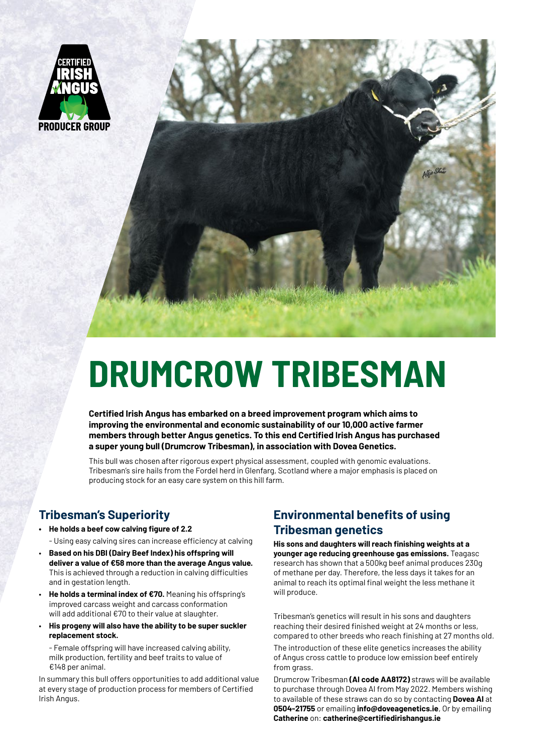# DRUMCROW TRIBESMAN

**Certified Irish Angus has embarked on a breed improvement program which aims to improving the environmental and economic sustainability of our 10,000 active farmer members through better Angus genetics. To this end Certified Irish Angus has purchased a super young bull (Drumcrow Tribesman), in association with Dovea Genetics.**

This bull was chosen after rigorous expert physical assessment, coupled with genomic evaluations. Tribesman's sire hails from the Fordel herd in Glenfarg, Scotland where a major emphasis is placed on producing stock for an easy care system on this hill farm.

## Tribesman's Superiority

- **He holds a beef cow calving figure of 2.2**
  - Using easy calving sires can increase efficiency at calving
- **Based on his DBI (Dairy Beef Index) his offspring will deliver a value of €58 more than the average Angus value.** This is achieved through a reduction in calving difficulties and in gestation length.
- **He holds a terminal index of €70.** Meaning his offspring's improved carcass weight and carcass conformation will add additional €70 to their value at slaughter.
- **His progeny will also have the ability to be super suckler replacement stock.**
  - Female offspring will have increased calving ability, milk production, fertility and beef traits to value of €148 per animal.

In summary this bull offers opportunities to add additional value at every stage of production process for members of Certified Irish Angus.

## Environmental benefits of using Tribesman genetics

**His sons and daughters will reach finishing weights at a younger age reducing greenhouse gas emissions.** Teagasc research has shown that a 500kg beef animal produces 230g of methane per day. Therefore, the less days it takes for an animal to reach its optimal final weight the less methane it will produce.

Tribesman's genetics will result in his sons and daughters reaching their desired finished weight at 24 months or less, compared to other breeds who reach finishing at 27 months old.

The introduction of these elite genetics increases the ability of Angus cross cattle to produce low emission beef entirely from grass.

Drumcrow Tribesman **(AI code AA8172)** straws will be available to purchase through Dovea AI from May 2022. Members wishing to available of these straws can do so by contacting **Dovea AI** at **0504-21755** or emailing **info@doveagenetics.ie**, Or by emailing **Catherine** on: **catherine@certifiedirishangus.ie**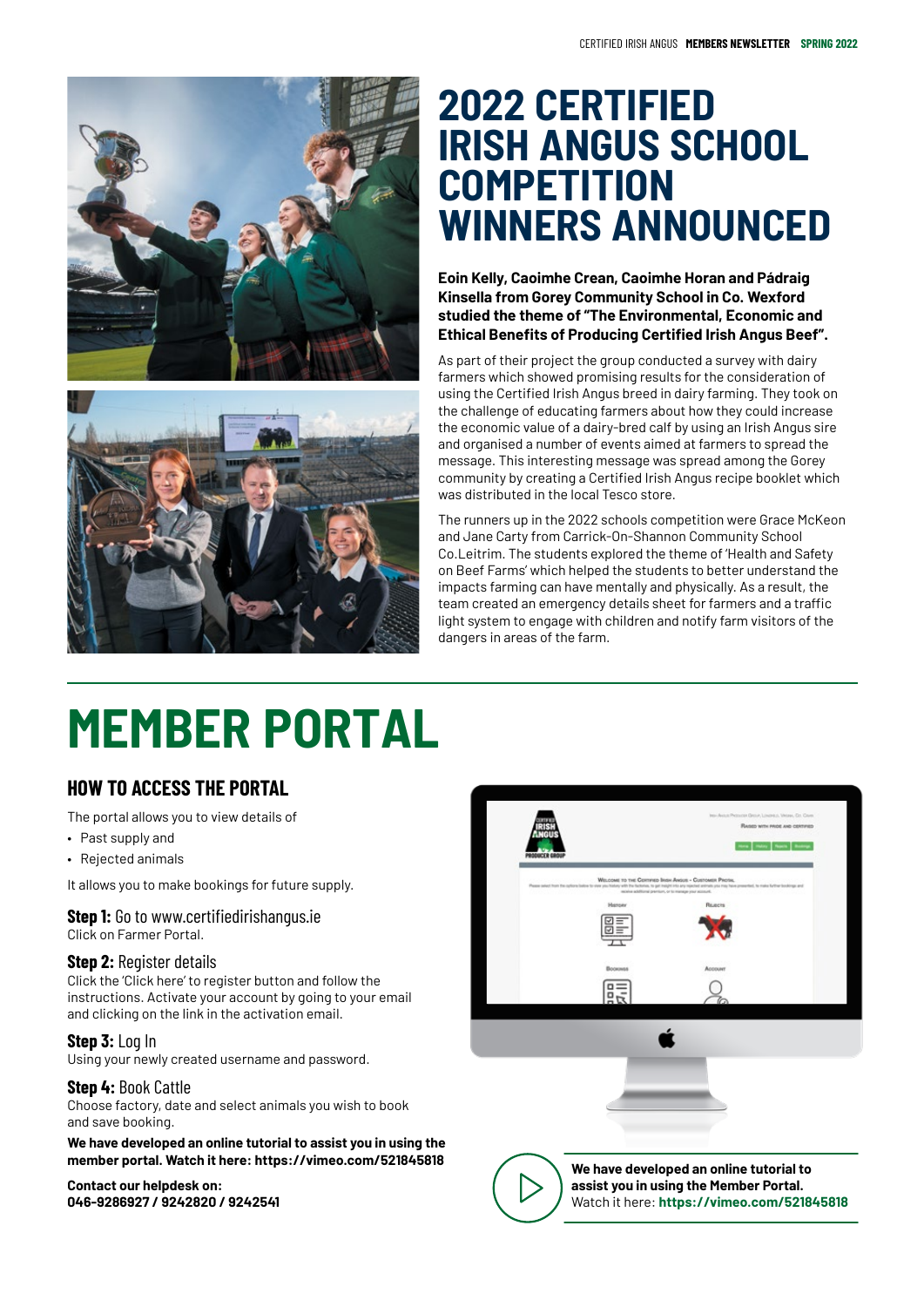# 2022 CERTIFIED IRISH ANGUS SCHOOL COMPETITION WINNERS ANNOUNCED

**Eoin Kelly, Caoimhe Crean, Caoimhe Horan and Pádraig Kinsella from Gorey Community School in Co. Wexford studied the theme of "The Environmental, Economic and Ethical Benefits of Producing Certified Irish Angus Beef".**

As part of their project the group conducted a survey with dairy farmers which showed promising results for the consideration of using the Certified Irish Angus breed in dairy farming. They took on the challenge of educating farmers about how they could increase the economic value of a dairy-bred calf by using an Irish Angus sire and organised a number of events aimed at farmers to spread the message. This interesting message was spread among the Gorey community by creating a Certified Irish Angus recipe booklet which was distributed in the local Tesco store.

The runners up in the 2022 schools competition were Grace McKeon and Jane Carty from Carrick-On-Shannon Community School Co.Leitrim. The students explored the theme of 'Health and Safety on Beef Farms' which helped the students to better understand the impacts farming can have mentally and physically. As a result, the team created an emergency details sheet for farmers and a traffic light system to engage with children and notify farm visitors of the dangers in areas of the farm.

# MEMBER PORTAL

## HOW TO ACCESS THE PORTAL

The portal allows you to view details of

- Past supply and
- Rejected animals

It allows you to make bookings for future supply.

**Step 1:** Go to www.certifiedirishangus.ie
Click on Farmer Portal.

**Step 2:** Register details
Click the 'Click here' to register button and follow the instructions. Activate your account by going to your email and clicking on the link in the activation email.

**Step 3:** Log In
Using your newly created username and password.

**Step 4:** Book Cattle
Choose factory, date and select animals you wish to book and save booking.

**We have developed an online tutorial to assist you in using the member portal. Watch it here: https://vimeo.com/521845818**

**Contact our helpdesk on:**
**046-9286927 / 9242820 / 9242541**

**We have developed an online tutorial to assist you in using the Member Portal.**
Watch it here: **https://vimeo.com/521845818**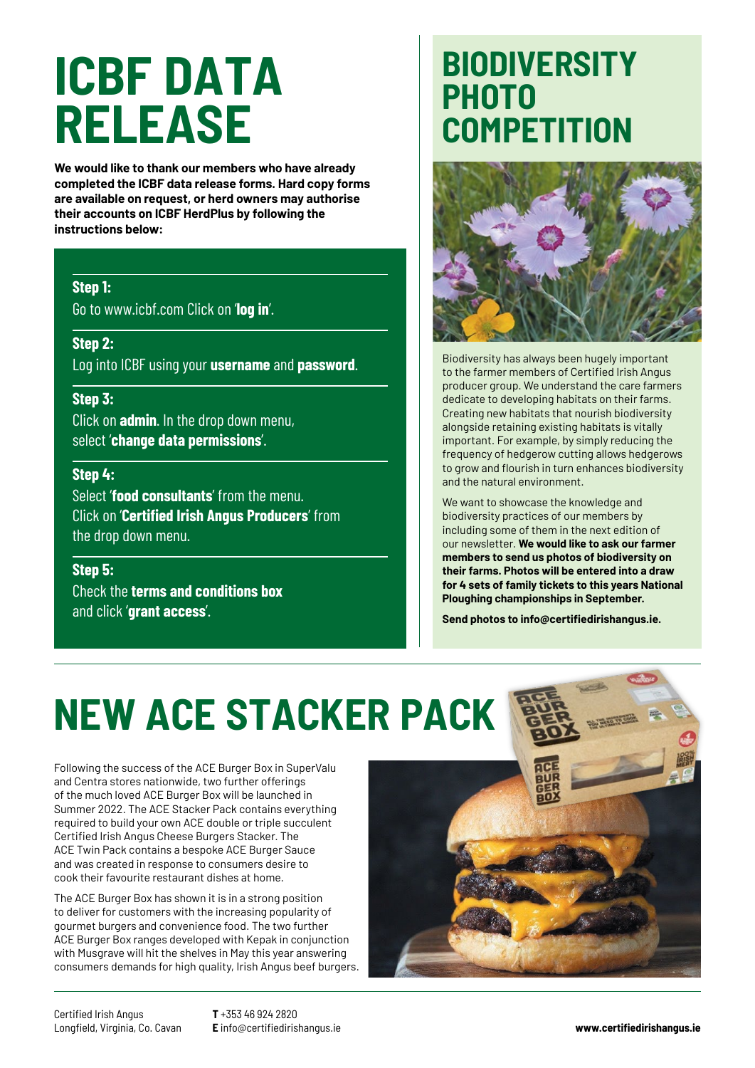# ICBF DATA RELEASE

**We would like to thank our members who have already completed the ICBF data release forms. Hard copy forms are available on request, or herd owners may authorise their accounts on ICBF HerdPlus by following the instructions below:**

**Step 1:**
Go to www.icbf.com Click on '**log in**'.

**Step 2:**
Log into ICBF using your **username** and **password**.

**Step 3:**
Click on **admin**. In the drop down menu, select '**change data permissions**'.

**Step 4:**
Select '**food consultants**' from the menu. Click on '**Certified Irish Angus Producers**' from the drop down menu.

**Step 5:**
Check the **terms and conditions box** and click '**grant access**'.

# BIODIVERSITY PHOTO COMPETITION

Biodiversity has always been hugely important to the farmer members of Certified Irish Angus producer group. We understand the care farmers dedicate to developing habitats on their farms. Creating new habitats that nourish biodiversity alongside retaining existing habitats is vitally important. For example, by simply reducing the frequency of hedgerow cutting allows hedgerows to grow and flourish in turn enhances biodiversity and the natural environment.

We want to showcase the knowledge and biodiversity practices of our members by including some of them in the next edition of our newsletter. **We would like to ask our farmer members to send us photos of biodiversity on their farms. Photos will be entered into a draw for 4 sets of family tickets to this years National Ploughing championships in September.**

**Send photos to info@certifiedirishangus.ie.**

# NEW ACE STACKER PACK

Following the success of the ACE Burger Box in SuperValu and Centra stores nationwide, two further offerings of the much loved ACE Burger Box will be launched in Summer 2022. The ACE Stacker Pack contains everything required to build your own ACE double or triple succulent Certified Irish Angus Cheese Burgers Stacker. The ACE Twin Pack contains a bespoke ACE Burger Sauce and was created in response to consumers desire to cook their favourite restaurant dishes at home.

The ACE Burger Box has shown it is in a strong position to deliver for customers with the increasing popularity of gourmet burgers and convenience food. The two further ACE Burger Box ranges developed with Kepak in conjunction with Musgrave will hit the shelves in May this year answering consumers demands for high quality, Irish Angus beef burgers.

Certified Irish Angus
Longfield, Virginia, Co. Cavan

**T** +353 46 924 2820
**E** info@certifiedirishangus.ie

**www.certifiedirishangus.ie**